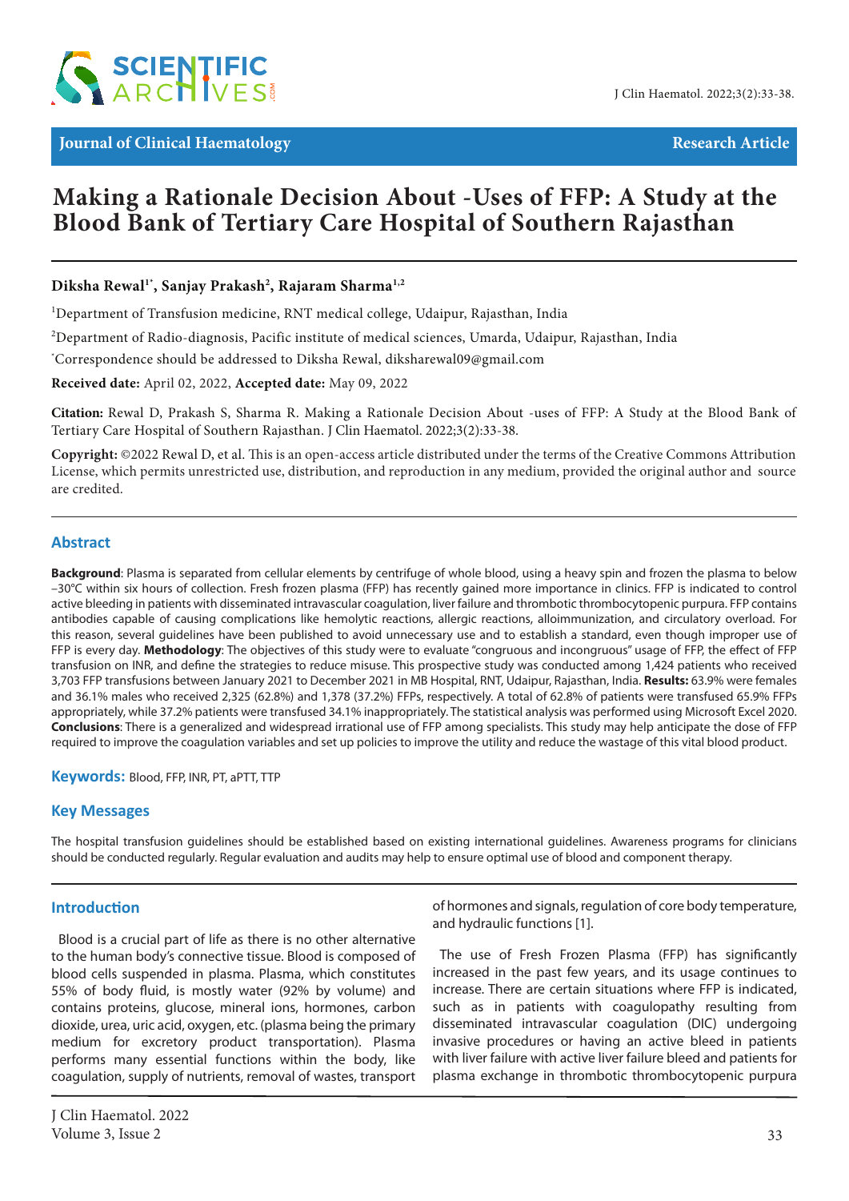Journal of Clinical Haematology | Research Article

# Making a Rationale Decision About -Uses of FFP: A Study at the Blood Bank of Tertiary Care Hospital of Southern Rajasthan

**Diksha Rewal[1*], Sanjay Prakash[2], Rajaram Sharma[1,2]**

[1]Department of Transfusion medicine, RNT medical college, Udaipur, Rajasthan, India

[2]Department of Radio-diagnosis, Pacific institute of medical sciences, Umarda, Udaipur, Rajasthan, India

[*]Correspondence should be addressed to Diksha Rewal, diksharewal09@gmail.com

**Received date:** April 02, 2022, **Accepted date:** May 09, 2022

**Citation:** Rewal D, Prakash S, Sharma R. Making a Rationale Decision About -uses of FFP: A Study at the Blood Bank of Tertiary Care Hospital of Southern Rajasthan. J Clin Haematol. 2022;3(2):33-38.

**Copyright:** ©2022 Rewal D, et al. This is an open-access article distributed under the terms of the Creative Commons Attribution License, which permits unrestricted use, distribution, and reproduction in any medium, provided the original author and source are credited.

## Abstract

**Background**: Plasma is separated from cellular elements by centrifuge of whole blood, using a heavy spin and frozen the plasma to below –30°C within six hours of collection. Fresh frozen plasma (FFP) has recently gained more importance in clinics. FFP is indicated to control active bleeding in patients with disseminated intravascular coagulation, liver failure and thrombotic thrombocytopenic purpura. FFP contains antibodies capable of causing complications like hemolytic reactions, allergic reactions, alloimmunization, and circulatory overload. For this reason, several guidelines have been published to avoid unnecessary use and to establish a standard, even though improper use of FFP is every day. **Methodology**: The objectives of this study were to evaluate "congruous and incongruous" usage of FFP, the effect of FFP transfusion on INR, and define the strategies to reduce misuse. This prospective study was conducted among 1,424 patients who received 3,703 FFP transfusions between January 2021 to December 2021 in MB Hospital, RNT, Udaipur, Rajasthan, India. **Results:** 63.9% were females and 36.1% males who received 2,325 (62.8%) and 1,378 (37.2%) FFPs, respectively. A total of 62.8% of patients were transfused 65.9% FFPs appropriately, while 37.2% patients were transfused 34.1% inappropriately. The statistical analysis was performed using Microsoft Excel 2020. **Conclusions**: There is a generalized and widespread irrational use of FFP among specialists. This study may help anticipate the dose of FFP required to improve the coagulation variables and set up policies to improve the utility and reduce the wastage of this vital blood product.

**Keywords:** Blood, FFP, INR, PT, aPTT, TTP

## Key Messages

The hospital transfusion guidelines should be established based on existing international guidelines. Awareness programs for clinicians should be conducted regularly. Regular evaluation and audits may help to ensure optimal use of blood and component therapy.

## Introduction

Blood is a crucial part of life as there is no other alternative to the human body's connective tissue. Blood is composed of blood cells suspended in plasma. Plasma, which constitutes 55% of body fluid, is mostly water (92% by volume) and contains proteins, glucose, mineral ions, hormones, carbon dioxide, urea, uric acid, oxygen, etc. (plasma being the primary medium for excretory product transportation). Plasma performs many essential functions within the body, like coagulation, supply of nutrients, removal of wastes, transport of hormones and signals, regulation of core body temperature, and hydraulic functions [1].

The use of Fresh Frozen Plasma (FFP) has significantly increased in the past few years, and its usage continues to increase. There are certain situations where FFP is indicated, such as in patients with coagulopathy resulting from disseminated intravascular coagulation (DIC) undergoing invasive procedures or having an active bleed in patients with liver failure with active liver failure bleed and patients for plasma exchange in thrombotic thrombocytopenic purpura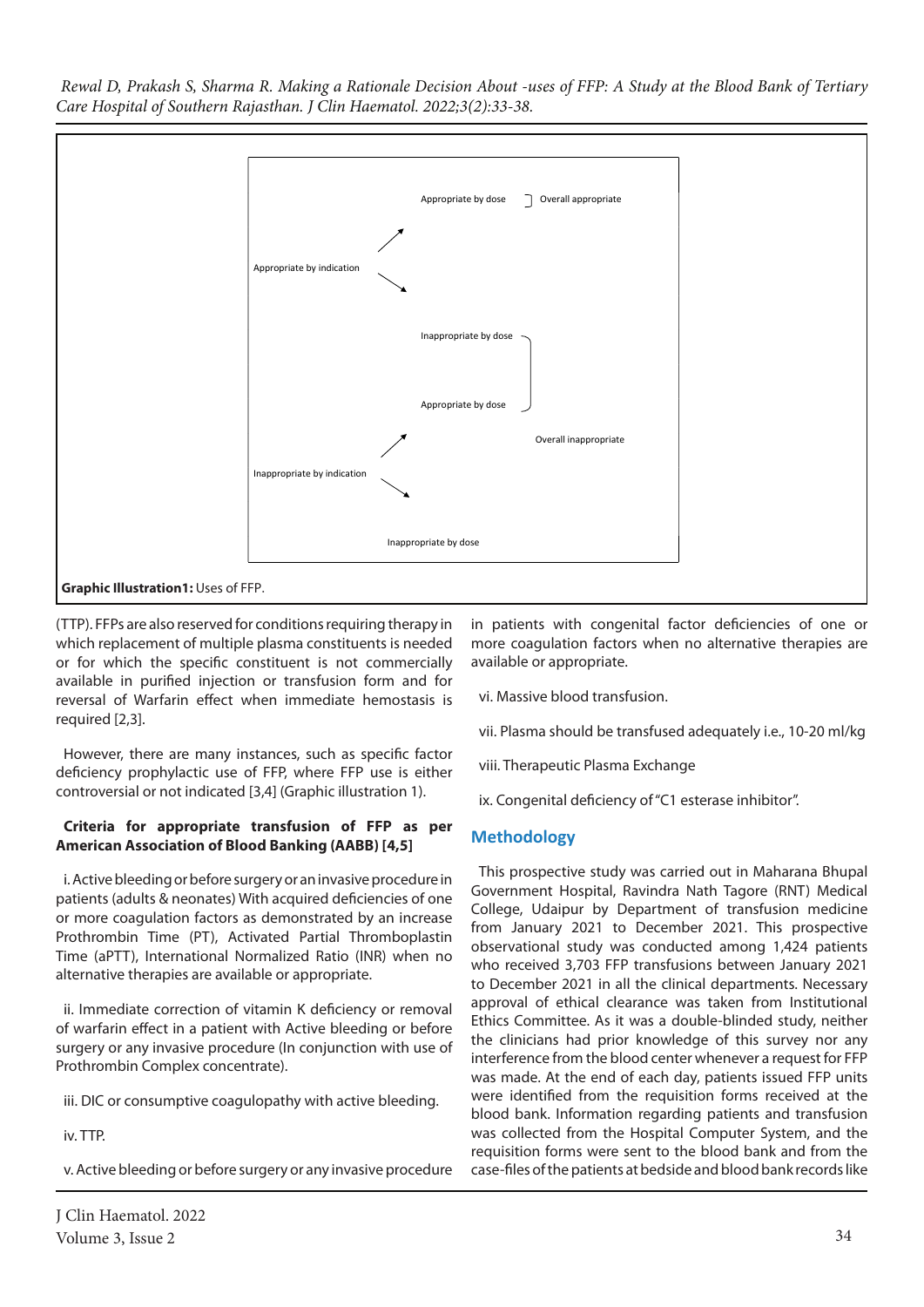Appropriate by indication → Appropriate by dose ] Overall appropriate

Appropriate by indication → Inappropriate by dose

Inappropriate by indication → Appropriate by dose

Inappropriate by indication → Inappropriate by dose

Inappropriate by dose, Appropriate by dose (Inappropriate by indication), Inappropriate by dose (Inappropriate by indication) ] Overall inappropriate

**Graphic Illustration1:** Uses of FFP.

(TTP). FFPs are also reserved for conditions requiring therapy in which replacement of multiple plasma constituents is needed or for which the specific constituent is not commercially available in purified injection or transfusion form and for reversal of Warfarin effect when immediate hemostasis is required [2,3].

However, there are many instances, such as specific factor deficiency prophylactic use of FFP, where FFP use is either controversial or not indicated [3,4] (Graphic illustration 1).

**Criteria for appropriate transfusion of FFP as per American Association of Blood Banking (AABB) [4,5]**

i. Active bleeding or before surgery or an invasive procedure in patients (adults & neonates) With acquired deficiencies of one or more coagulation factors as demonstrated by an increase Prothrombin Time (PT), Activated Partial Thromboplastin Time (aPTT), International Normalized Ratio (INR) when no alternative therapies are available or appropriate.

ii. Immediate correction of vitamin K deficiency or removal of warfarin effect in a patient with Active bleeding or before surgery or any invasive procedure (In conjunction with use of Prothrombin Complex concentrate).

iii. DIC or consumptive coagulopathy with active bleeding.

iv. TTP.

v. Active bleeding or before surgery or any invasive procedure in patients with congenital factor deficiencies of one or more coagulation factors when no alternative therapies are available or appropriate.

vi. Massive blood transfusion.

vii. Plasma should be transfused adequately i.e., 10-20 ml/kg

viii. Therapeutic Plasma Exchange

ix. Congenital deficiency of "C1 esterase inhibitor".

## Methodology

This prospective study was carried out in Maharana Bhupal Government Hospital, Ravindra Nath Tagore (RNT) Medical College, Udaipur by Department of transfusion medicine from January 2021 to December 2021. This prospective observational study was conducted among 1,424 patients who received 3,703 FFP transfusions between January 2021 to December 2021 in all the clinical departments. Necessary approval of ethical clearance was taken from Institutional Ethics Committee. As it was a double-blinded study, neither the clinicians had prior knowledge of this survey nor any interference from the blood center whenever a request for FFP was made. At the end of each day, patients issued FFP units were identified from the requisition forms received at the blood bank. Information regarding patients and transfusion was collected from the Hospital Computer System, and the requisition forms were sent to the blood bank and from the case-files of the patients at bedside and blood bank records like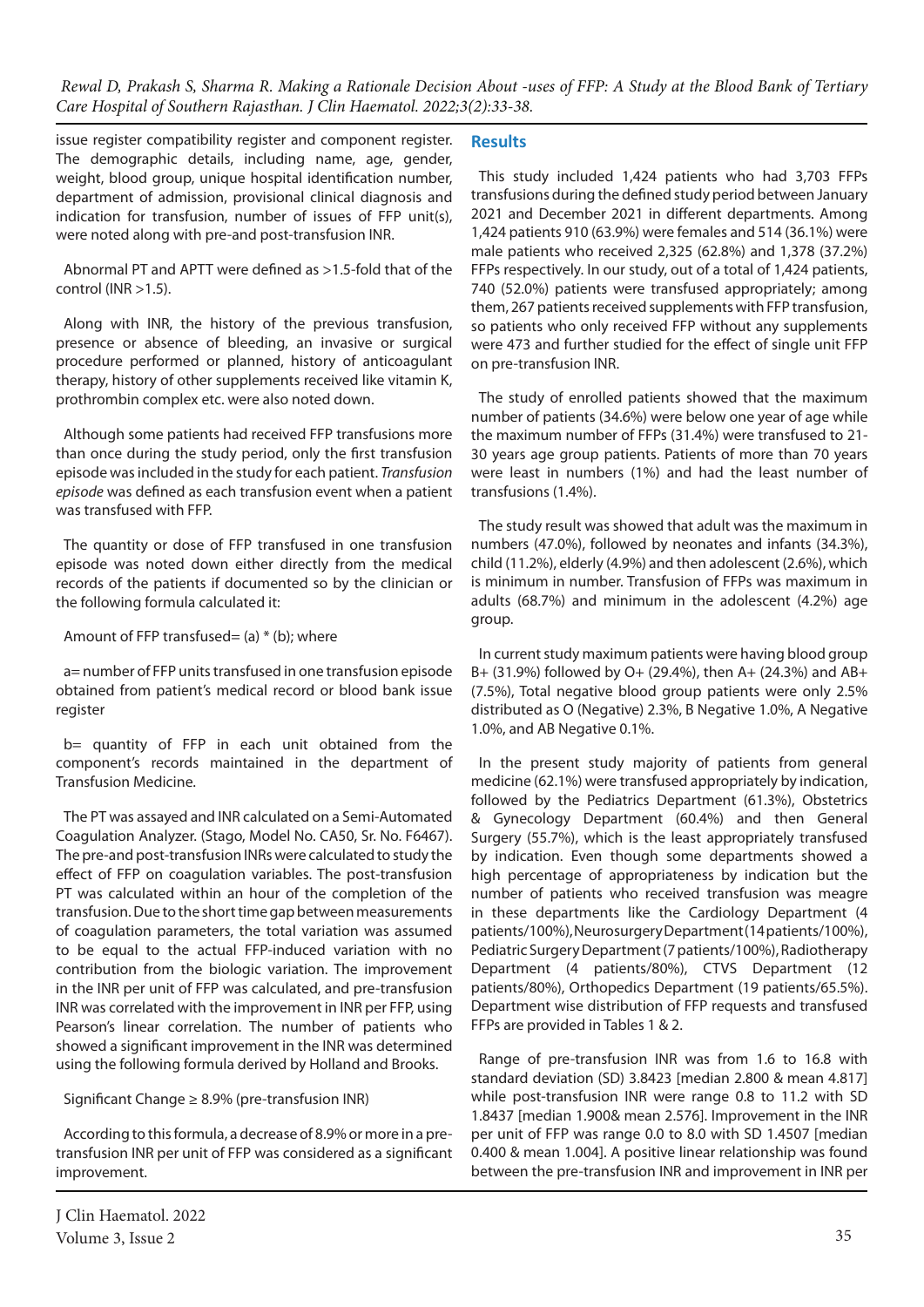issue register compatibility register and component register. The demographic details, including name, age, gender, weight, blood group, unique hospital identification number, department of admission, provisional clinical diagnosis and indication for transfusion, number of issues of FFP unit(s), were noted along with pre-and post-transfusion INR.

Abnormal PT and APTT were defined as >1.5-fold that of the control (INR >1.5).

Along with INR, the history of the previous transfusion, presence or absence of bleeding, an invasive or surgical procedure performed or planned, history of anticoagulant therapy, history of other supplements received like vitamin K, prothrombin complex etc. were also noted down.

Although some patients had received FFP transfusions more than once during the study period, only the first transfusion episode was included in the study for each patient. *Transfusion episode* was defined as each transfusion event when a patient was transfused with FFP.

The quantity or dose of FFP transfused in one transfusion episode was noted down either directly from the medical records of the patients if documented so by the clinician or the following formula calculated it:

Amount of FFP transfused= (a) * (b); where

a= number of FFP units transfused in one transfusion episode obtained from patient's medical record or blood bank issue register

b= quantity of FFP in each unit obtained from the component's records maintained in the department of Transfusion Medicine.

The PT was assayed and INR calculated on a Semi-Automated Coagulation Analyzer. (Stago, Model No. CA50, Sr. No. F6467). The pre-and post-transfusion INRs were calculated to study the effect of FFP on coagulation variables. The post-transfusion PT was calculated within an hour of the completion of the transfusion. Due to the short time gap between measurements of coagulation parameters, the total variation was assumed to be equal to the actual FFP-induced variation with no contribution from the biologic variation. The improvement in the INR per unit of FFP was calculated, and pre-transfusion INR was correlated with the improvement in INR per FFP, using Pearson's linear correlation. The number of patients who showed a significant improvement in the INR was determined using the following formula derived by Holland and Brooks.

Significant Change ≥ 8.9% (pre-transfusion INR)

According to this formula, a decrease of 8.9% or more in a pre-transfusion INR per unit of FFP was considered as a significant improvement.

## Results

This study included 1,424 patients who had 3,703 FFPs transfusions during the defined study period between January 2021 and December 2021 in different departments. Among 1,424 patients 910 (63.9%) were females and 514 (36.1%) were male patients who received 2,325 (62.8%) and 1,378 (37.2%) FFPs respectively. In our study, out of a total of 1,424 patients, 740 (52.0%) patients were transfused appropriately; among them, 267 patients received supplements with FFP transfusion, so patients who only received FFP without any supplements were 473 and further studied for the effect of single unit FFP on pre-transfusion INR.

The study of enrolled patients showed that the maximum number of patients (34.6%) were below one year of age while the maximum number of FFPs (31.4%) were transfused to 21-30 years age group patients. Patients of more than 70 years were least in numbers (1%) and had the least number of transfusions (1.4%).

The study result was showed that adult was the maximum in numbers (47.0%), followed by neonates and infants (34.3%), child (11.2%), elderly (4.9%) and then adolescent (2.6%), which is minimum in number. Transfusion of FFPs was maximum in adults (68.7%) and minimum in the adolescent (4.2%) age group.

In current study maximum patients were having blood group B+ (31.9%) followed by O+ (29.4%), then A+ (24.3%) and AB+ (7.5%), Total negative blood group patients were only 2.5% distributed as O (Negative) 2.3%, B Negative 1.0%, A Negative 1.0%, and AB Negative 0.1%.

In the present study majority of patients from general medicine (62.1%) were transfused appropriately by indication, followed by the Pediatrics Department (61.3%), Obstetrics & Gynecology Department (60.4%) and then General Surgery (55.7%), which is the least appropriately transfused by indication. Even though some departments showed a high percentage of appropriateness by indication but the number of patients who received transfusion was meagre in these departments like the Cardiology Department (4 patients/100%), Neurosurgery Department (14 patients/100%), Pediatric Surgery Department (7 patients/100%), Radiotherapy Department (4 patients/80%), CTVS Department (12 patients/80%), Orthopedics Department (19 patients/65.5%). Department wise distribution of FFP requests and transfused FFPs are provided in Tables 1 & 2.

Range of pre-transfusion INR was from 1.6 to 16.8 with standard deviation (SD) 3.8423 [median 2.800 & mean 4.817] while post-transfusion INR were range 0.8 to 11.2 with SD 1.8437 [median 1.900& mean 2.576]. Improvement in the INR per unit of FFP was range 0.0 to 8.0 with SD 1.4507 [median 0.400 & mean 1.004]. A positive linear relationship was found between the pre-transfusion INR and improvement in INR per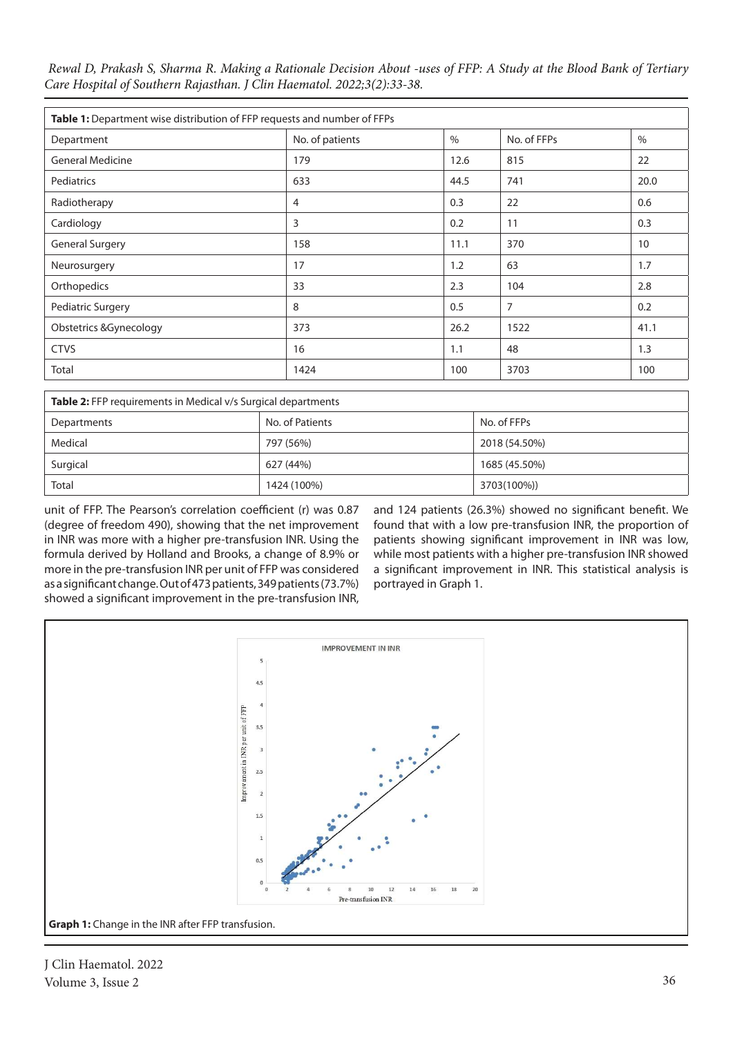**Table 1:** Department wise distribution of FFP requests and number of FFPs

| Department | No. of patients | % | No. of FFPs | % |
|---|---|---|---|---|
| General Medicine | 179 | 12.6 | 815 | 22 |
| Pediatrics | 633 | 44.5 | 741 | 20.0 |
| Radiotherapy | 4 | 0.3 | 22 | 0.6 |
| Cardiology | 3 | 0.2 | 11 | 0.3 |
| General Surgery | 158 | 11.1 | 370 | 10 |
| Neurosurgery | 17 | 1.2 | 63 | 1.7 |
| Orthopedics | 33 | 2.3 | 104 | 2.8 |
| Pediatric Surgery | 8 | 0.5 | 7 | 0.2 |
| Obstetrics &Gynecology | 373 | 26.2 | 1522 | 41.1 |
| CTVS | 16 | 1.1 | 48 | 1.3 |
| Total | 1424 | 100 | 3703 | 100 |

**Table 2:** FFP requirements in Medical v/s Surgical departments

| Departments | No. of Patients | No. of FFPs |
|---|---|---|
| Medical | 797 (56%) | 2018 (54.50%) |
| Surgical | 627 (44%) | 1685 (45.50%) |
| Total | 1424 (100%) | 3703(100%)) |

unit of FFP. The Pearson's correlation coefficient (r) was 0.87 (degree of freedom 490), showing that the net improvement in INR was more with a higher pre-transfusion INR. Using the formula derived by Holland and Brooks, a change of 8.9% or more in the pre-transfusion INR per unit of FFP was considered as a significant change. Out of 473 patients, 349 patients (73.7%) showed a significant improvement in the pre-transfusion INR, and 124 patients (26.3%) showed no significant benefit. We found that with a low pre-transfusion INR, the proportion of patients showing significant improvement in INR was low, while most patients with a higher pre-transfusion INR showed a significant improvement in INR. This statistical analysis is portrayed in Graph 1.

**Graph 1:** Change in the INR after FFP transfusion.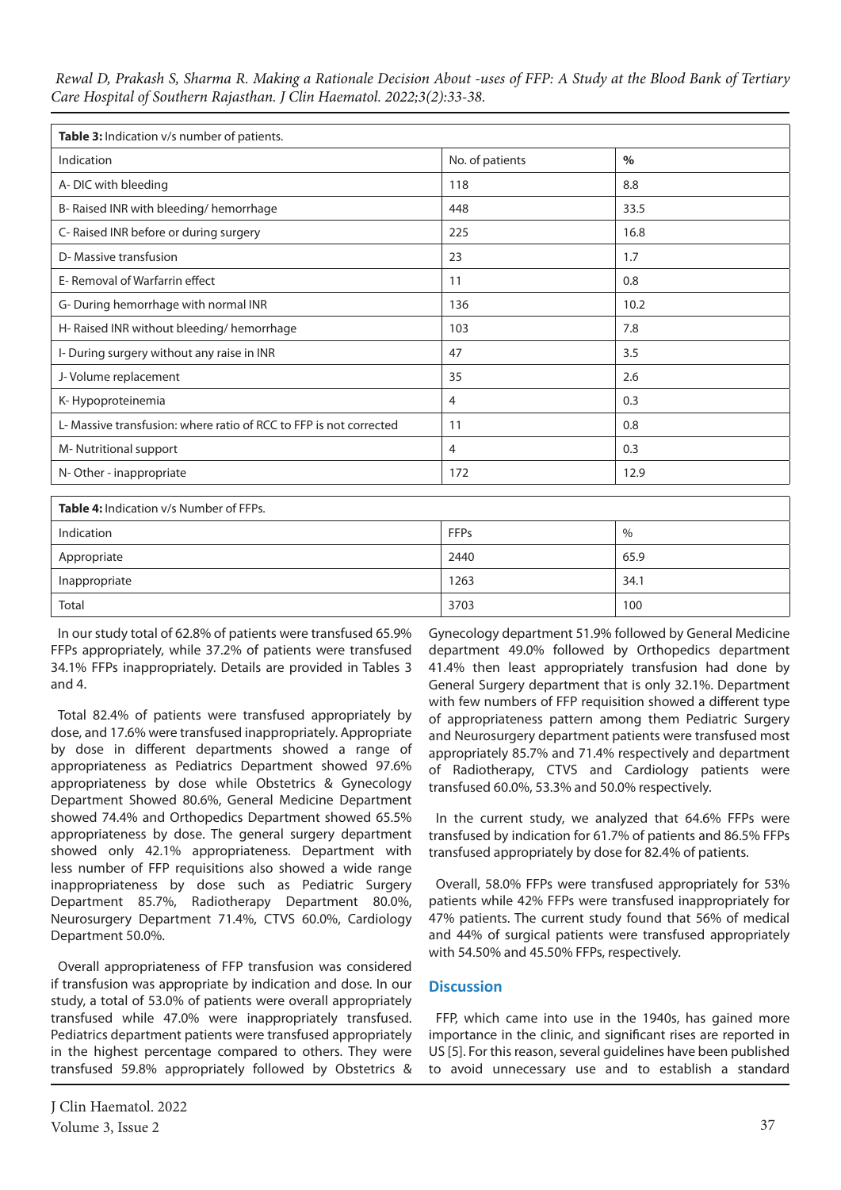**Table 3:** Indication v/s number of patients.

| Indication | No. of patients | % |
|---|---|---|
| A- DIC with bleeding | 118 | 8.8 |
| B- Raised INR with bleeding/ hemorrhage | 448 | 33.5 |
| C- Raised INR before or during surgery | 225 | 16.8 |
| D- Massive transfusion | 23 | 1.7 |
| E- Removal of Warfarrin effect | 11 | 0.8 |
| G- During hemorrhage with normal INR | 136 | 10.2 |
| H- Raised INR without bleeding/ hemorrhage | 103 | 7.8 |
| I- During surgery without any raise in INR | 47 | 3.5 |
| J- Volume replacement | 35 | 2.6 |
| K- Hypoproteinemia | 4 | 0.3 |
| L- Massive transfusion: where ratio of RCC to FFP is not corrected | 11 | 0.8 |
| M- Nutritional support | 4 | 0.3 |
| N- Other - inappropriate | 172 | 12.9 |

**Table 4:** Indication v/s Number of FFPs.

| Indication | FFPs | % |
|---|---|---|
| Appropriate | 2440 | 65.9 |
| Inappropriate | 1263 | 34.1 |
| Total | 3703 | 100 |

In our study total of 62.8% of patients were transfused 65.9% FFPs appropriately, while 37.2% of patients were transfused 34.1% FFPs inappropriately. Details are provided in Tables 3 and 4.

Total 82.4% of patients were transfused appropriately by dose, and 17.6% were transfused inappropriately. Appropriate by dose in different departments showed a range of appropriateness as Pediatrics Department showed 97.6% appropriateness by dose while Obstetrics & Gynecology Department Showed 80.6%, General Medicine Department showed 74.4% and Orthopedics Department showed 65.5% appropriateness by dose. The general surgery department showed only 42.1% appropriateness. Department with less number of FFP requisitions also showed a wide range inappropriateness by dose such as Pediatric Surgery Department 85.7%, Radiotherapy Department 80.0%, Neurosurgery Department 71.4%, CTVS 60.0%, Cardiology Department 50.0%.

Overall appropriateness of FFP transfusion was considered if transfusion was appropriate by indication and dose. In our study, a total of 53.0% of patients were overall appropriately transfused while 47.0% were inappropriately transfused. Pediatrics department patients were transfused appropriately in the highest percentage compared to others. They were transfused 59.8% appropriately followed by Obstetrics & Gynecology department 51.9% followed by General Medicine department 49.0% followed by Orthopedics department 41.4% then least appropriately transfusion had done by General Surgery department that is only 32.1%. Department with few numbers of FFP requisition showed a different type of appropriateness pattern among them Pediatric Surgery and Neurosurgery department patients were transfused most appropriately 85.7% and 71.4% respectively and department of Radiotherapy, CTVS and Cardiology patients were transfused 60.0%, 53.3% and 50.0% respectively.

In the current study, we analyzed that 64.6% FFPs were transfused by indication for 61.7% of patients and 86.5% FFPs transfused appropriately by dose for 82.4% of patients.

Overall, 58.0% FFPs were transfused appropriately for 53% patients while 42% FFPs were transfused inappropriately for 47% patients. The current study found that 56% of medical and 44% of surgical patients were transfused appropriately with 54.50% and 45.50% FFPs, respectively.

## Discussion

FFP, which came into use in the 1940s, has gained more importance in the clinic, and significant rises are reported in US [5]. For this reason, several guidelines have been published to avoid unnecessary use and to establish a standard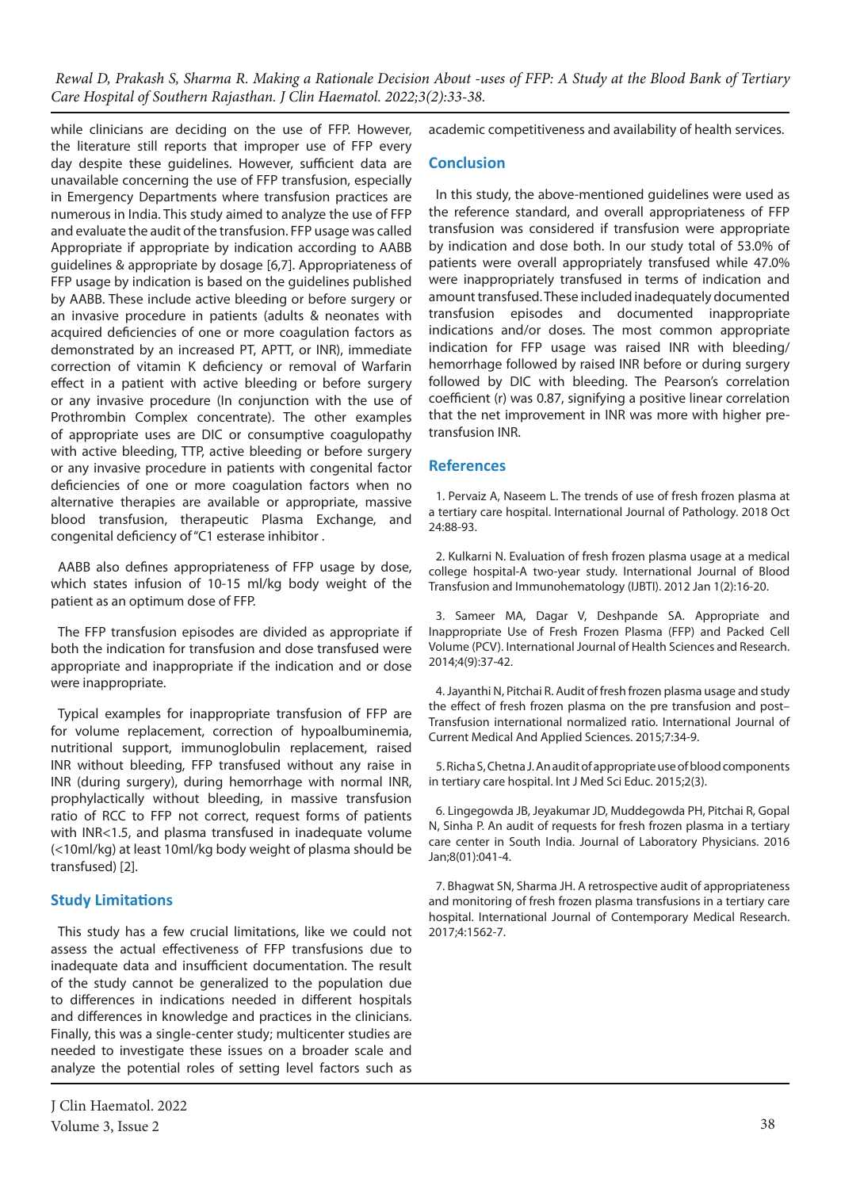while clinicians are deciding on the use of FFP. However, the literature still reports that improper use of FFP every day despite these guidelines. However, sufficient data are unavailable concerning the use of FFP transfusion, especially in Emergency Departments where transfusion practices are numerous in India. This study aimed to analyze the use of FFP and evaluate the audit of the transfusion. FFP usage was called Appropriate if appropriate by indication according to AABB guidelines & appropriate by dosage [6,7]. Appropriateness of FFP usage by indication is based on the guidelines published by AABB. These include active bleeding or before surgery or an invasive procedure in patients (adults & neonates with acquired deficiencies of one or more coagulation factors as demonstrated by an increased PT, APTT, or INR), immediate correction of vitamin K deficiency or removal of Warfarin effect in a patient with active bleeding or before surgery or any invasive procedure (In conjunction with the use of Prothrombin Complex concentrate). The other examples of appropriate uses are DIC or consumptive coagulopathy with active bleeding, TTP, active bleeding or before surgery or any invasive procedure in patients with congenital factor deficiencies of one or more coagulation factors when no alternative therapies are available or appropriate, massive blood transfusion, therapeutic Plasma Exchange, and congenital deficiency of "C1 esterase inhibitor .

AABB also defines appropriateness of FFP usage by dose, which states infusion of 10-15 ml/kg body weight of the patient as an optimum dose of FFP.

The FFP transfusion episodes are divided as appropriate if both the indication for transfusion and dose transfused were appropriate and inappropriate if the indication and or dose were inappropriate.

Typical examples for inappropriate transfusion of FFP are for volume replacement, correction of hypoalbuminemia, nutritional support, immunoglobulin replacement, raised INR without bleeding, FFP transfused without any raise in INR (during surgery), during hemorrhage with normal INR, prophylactically without bleeding, in massive transfusion ratio of RCC to FFP not correct, request forms of patients with INR<1.5, and plasma transfused in inadequate volume (<10ml/kg) at least 10ml/kg body weight of plasma should be transfused) [2].

## Study Limitations

This study has a few crucial limitations, like we could not assess the actual effectiveness of FFP transfusions due to inadequate data and insufficient documentation. The result of the study cannot be generalized to the population due to differences in indications needed in different hospitals and differences in knowledge and practices in the clinicians. Finally, this was a single-center study; multicenter studies are needed to investigate these issues on a broader scale and analyze the potential roles of setting level factors such as academic competitiveness and availability of health services.

## Conclusion

In this study, the above-mentioned guidelines were used as the reference standard, and overall appropriateness of FFP transfusion was considered if transfusion were appropriate by indication and dose both. In our study total of 53.0% of patients were overall appropriately transfused while 47.0% were inappropriately transfused in terms of indication and amount transfused. These included inadequately documented transfusion episodes and documented inappropriate indications and/or doses. The most common appropriate indication for FFP usage was raised INR with bleeding/ hemorrhage followed by raised INR before or during surgery followed by DIC with bleeding. The Pearson's correlation coefficient (r) was 0.87, signifying a positive linear correlation that the net improvement in INR was more with higher pre-transfusion INR.

## References

1. Pervaiz A, Naseem L. The trends of use of fresh frozen plasma at a tertiary care hospital. International Journal of Pathology. 2018 Oct 24:88-93.

2. Kulkarni N. Evaluation of fresh frozen plasma usage at a medical college hospital-A two-year study. International Journal of Blood Transfusion and Immunohematology (IJBTI). 2012 Jan 1(2):16-20.

3. Sameer MA, Dagar V, Deshpande SA. Appropriate and Inappropriate Use of Fresh Frozen Plasma (FFP) and Packed Cell Volume (PCV). International Journal of Health Sciences and Research. 2014;4(9):37-42.

4. Jayanthi N, Pitchai R. Audit of fresh frozen plasma usage and study the effect of fresh frozen plasma on the pre transfusion and post–Transfusion international normalized ratio. International Journal of Current Medical And Applied Sciences. 2015;7:34-9.

5. Richa S, Chetna J. An audit of appropriate use of blood components in tertiary care hospital. Int J Med Sci Educ. 2015;2(3).

6. Lingegowda JB, Jeyakumar JD, Muddegowda PH, Pitchai R, Gopal N, Sinha P. An audit of requests for fresh frozen plasma in a tertiary care center in South India. Journal of Laboratory Physicians. 2016 Jan;8(01):041-4.

7. Bhagwat SN, Sharma JH. A retrospective audit of appropriateness and monitoring of fresh frozen plasma transfusions in a tertiary care hospital. International Journal of Contemporary Medical Research. 2017;4:1562-7.